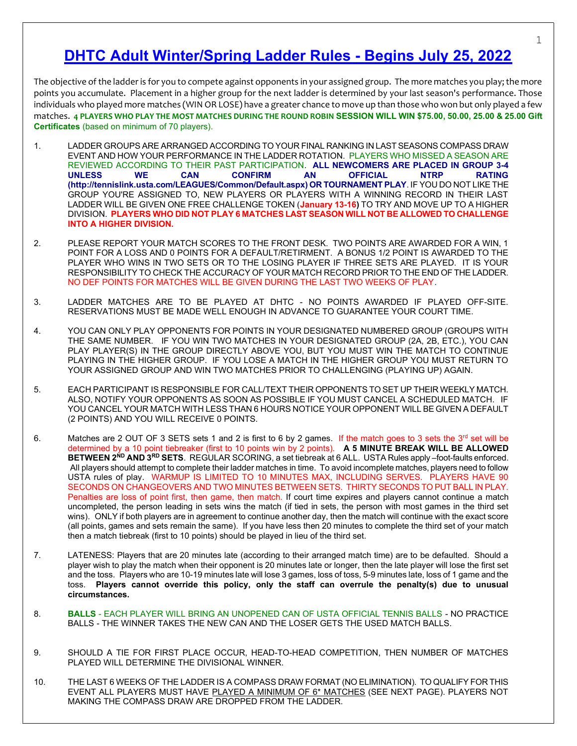# DHTC Adult Winter/Spring Ladder Rules - Begins July 25, 2022

The objective of the ladder is for you to compete against opponents in your assigned group. The more matches you play; the more points you accumulate. Placement in a higher group for the next ladder is determined by your last season's performance. Those individuals who played more matches (WIN OR LOSE) have a greater chance to move up than those who won but only played a few matches. **4 PLAYERS WHO PLAY THE MOST MATCHES DURING THE ROUND ROBIN SESSION WILL WIN $75.00, 50.00, 25.00 & 25.00 Gift Certificates** (based on minimum of 70 players).

1. LADDER GROUPS ARE ARRANGED ACCORDING TO YOUR FINAL RANKING IN LAST SEASONS COMPASS DRAW EVENT AND HOW YOUR PERFORMANCE IN THE LADDER ROTATION. PLAYERS WHO MISSED A SEASON ARE REVIEWED ACCORDING TO THEIR PAST PARTICIPATION. **ALL NEWCOMERS ARE PLACED IN GROUP 3-4 UNLESS WE CAN CONFIRM AN OFFICIAL NTRP RATING (http://tennislink.usta.com/LEAGUES/Common/Default.aspx) OR TOURNAMENT PLAY**. IF YOU DO NOT LIKE THE GROUP YOU'RE ASSIGNED TO, NEW PLAYERS OR PLAYERS WITH A WINNING RECORD IN THEIR LAST LADDER WILL BE GIVEN ONE FREE CHALLENGE TOKEN (**January 13-16)** TO TRY AND MOVE UP TO A HIGHER DIVISION. **PLAYERS WHO DID NOT PLAY 6 MATCHES LAST SEASON WILL NOT BE ALLOWED TO CHALLENGE INTO A HIGHER DIVISION.**

2. PLEASE REPORT YOUR MATCH SCORES TO THE FRONT DESK. TWO POINTS ARE AWARDED FOR A WIN, 1 POINT FOR A LOSS AND 0 POINTS FOR A DEFAULT/RETIREMENT. A BONUS 1/2 POINT IS AWARDED TO THE PLAYER WHO WINS IN TWO SETS OR TO THE LOSING PLAYER IF THREE SETS ARE PLAYED. IT IS YOUR RESPONSIBILITY TO CHECK THE ACCURACY OF YOUR MATCH RECORD PRIOR TO THE END OF THE LADDER. NO DEF POINTS FOR MATCHES WILL BE GIVEN DURING THE LAST TWO WEEKS OF PLAY.

3. LADDER MATCHES ARE TO BE PLAYED AT DHTC - NO POINTS AWARDED IF PLAYED OFF-SITE. RESERVATIONS MUST BE MADE WELL ENOUGH IN ADVANCE TO GUARANTEE YOUR COURT TIME.

4. YOU CAN ONLY PLAY OPPONENTS FOR POINTS IN YOUR DESIGNATED NUMBERED GROUP (GROUPS WITH THE SAME NUMBER. IF YOU WIN TWO MATCHES IN YOUR DESIGNATED GROUP (2A, 2B, ETC.), YOU CAN PLAY PLAYER(S) IN THE GROUP DIRECTLY ABOVE YOU, BUT YOU MUST WIN THE MATCH TO CONTINUE PLAYING IN THE HIGHER GROUP. IF YOU LOSE A MATCH IN THE HIGHER GROUP YOU MUST RETURN TO YOUR ASSIGNED GROUP AND WIN TWO MATCHES PRIOR TO CHALLENGING (PLAYING UP) AGAIN.

5. EACH PARTICIPANT IS RESPONSIBLE FOR CALL/TEXT THEIR OPPONENTS TO SET UP THEIR WEEKLY MATCH. ALSO, NOTIFY YOUR OPPONENTS AS SOON AS POSSIBLE IF YOU MUST CANCEL A SCHEDULED MATCH. IF YOU CANCEL YOUR MATCH WITH LESS THAN 6 HOURS NOTICE YOUR OPPONENT WILL BE GIVEN A DEFAULT (2 POINTS) AND YOU WILL RECEIVE 0 POINTS.

6. Matches are 2 OUT OF 3 SETS sets 1 and 2 is first to 6 by 2 games. If the match goes to 3 sets the 3rd set will be determined by a 10 point tiebreaker (first to 10 points win by 2 points). **A 5 MINUTE BREAK WILL BE ALLOWED BETWEEN 2ND AND 3RD SETS**. REGULAR SCORING, a set tiebreak at 6 ALL. USTA Rules apply –foot-faults enforced. All players should attempt to complete their ladder matches in time. To avoid incomplete matches, players need to follow USTA rules of play. WARMUP IS LIMITED TO 10 MINUTES MAX, INCLUDING SERVES. PLAYERS HAVE 90 SECONDS ON CHANGEOVERS AND TWO MINUTES BETWEEN SETS. THIRTY SECONDS TO PUT BALL IN PLAY. Penalties are loss of point first, then game, then match. If court time expires and players cannot continue a match uncompleted, the person leading in sets wins the match (if tied in sets, the person with most games in the third set wins). ONLY if both players are in agreement to continue another day, then the match will continue with the exact score (all points, games and sets remain the same). If you have less then 20 minutes to complete the third set of your match then a match tiebreak (first to 10 points) should be played in lieu of the third set.

7. LATENESS: Players that are 20 minutes late (according to their arranged match time) are to be defaulted. Should a player wish to play the match when their opponent is 20 minutes late or longer, then the late player will lose the first set and the toss. Players who are 10-19 minutes late will lose 3 games, loss of toss, 5-9 minutes late, loss of 1 game and the toss. **Players cannot override this policy, only the staff can overrule the penalty(s) due to unusual circumstances.**

8. **BALLS** - EACH PLAYER WILL BRING AN UNOPENED CAN OF USTA OFFICIAL TENNIS BALLS - NO PRACTICE BALLS - THE WINNER TAKES THE NEW CAN AND THE LOSER GETS THE USED MATCH BALLS.

9. SHOULD A TIE FOR FIRST PLACE OCCUR, HEAD-TO-HEAD COMPETITION, THEN NUMBER OF MATCHES PLAYED WILL DETERMINE THE DIVISIONAL WINNER.

10. THE LAST 6 WEEKS OF THE LADDER IS A COMPASS DRAW FORMAT (NO ELIMINATION). TO QUALIFY FOR THIS EVENT ALL PLAYERS MUST HAVE PLAYED A MINIMUM OF 6* MATCHES (SEE NEXT PAGE). PLAYERS NOT MAKING THE COMPASS DRAW ARE DROPPED FROM THE LADDER.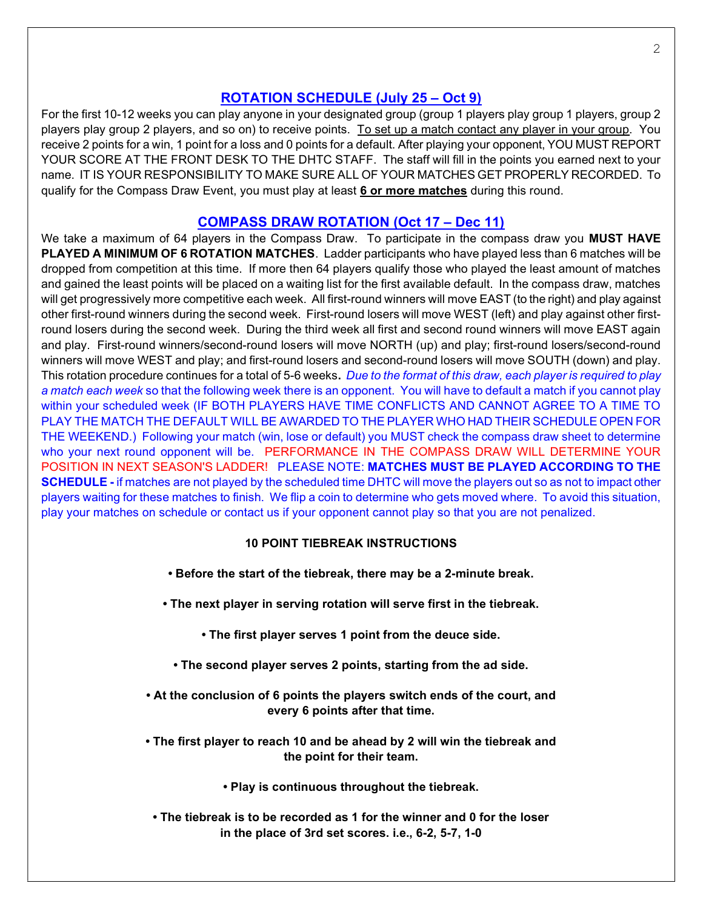## ROTATION SCHEDULE (July 25 – Oct 9)

For the first 10-12 weeks you can play anyone in your designated group (group 1 players play group 1 players, group 2 players play group 2 players, and so on) to receive points. To set up a match contact any player in your group. You receive 2 points for a win, 1 point for a loss and 0 points for a default. After playing your opponent, YOU MUST REPORT YOUR SCORE AT THE FRONT DESK TO THE DHTC STAFF. The staff will fill in the points you earned next to your name. IT IS YOUR RESPONSIBILITY TO MAKE SURE ALL OF YOUR MATCHES GET PROPERLY RECORDED. To qualify for the Compass Draw Event, you must play at least **6 or more matches** during this round.

## COMPASS DRAW ROTATION (Oct 17 – Dec 11)

We take a maximum of 64 players in the Compass Draw. To participate in the compass draw you **MUST HAVE PLAYED A MINIMUM OF 6 ROTATION MATCHES**. Ladder participants who have played less than 6 matches will be dropped from competition at this time. If more then 64 players qualify those who played the least amount of matches and gained the least points will be placed on a waiting list for the first available default. In the compass draw, matches will get progressively more competitive each week. All first-round winners will move EAST (to the right) and play against other first-round winners during the second week. First-round losers will move WEST (left) and play against other first-round losers during the second week. During the third week all first and second round winners will move EAST again and play. First-round winners/second-round losers will move NORTH (up) and play; first-round losers/second-round winners will move WEST and play; and first-round losers and second-round losers will move SOUTH (down) and play. This rotation procedure continues for a total of 5-6 weeks**.** *Due to the format of this draw, each player is required to play a match each week* so that the following week there is an opponent. You will have to default a match if you cannot play within your scheduled week (IF BOTH PLAYERS HAVE TIME CONFLICTS AND CANNOT AGREE TO A TIME TO PLAY THE MATCH THE DEFAULT WILL BE AWARDED TO THE PLAYER WHO HAD THEIR SCHEDULE OPEN FOR THE WEEKEND.) Following your match (win, lose or default) you MUST check the compass draw sheet to determine who your next round opponent will be. PERFORMANCE IN THE COMPASS DRAW WILL DETERMINE YOUR POSITION IN NEXT SEASON'S LADDER! PLEASE NOTE: **MATCHES MUST BE PLAYED ACCORDING TO THE SCHEDULE -** if matches are not played by the scheduled time DHTC will move the players out so as not to impact other players waiting for these matches to finish. We flip a coin to determine who gets moved where. To avoid this situation, play your matches on schedule or contact us if your opponent cannot play so that you are not penalized.

### 10 POINT TIEBREAK INSTRUCTIONS

- **Before the start of the tiebreak, there may be a 2-minute break.**
- **The next player in serving rotation will serve first in the tiebreak.**
- **The first player serves 1 point from the deuce side.**
- **The second player serves 2 points, starting from the ad side.**
- **At the conclusion of 6 points the players switch ends of the court, and every 6 points after that time.**
- **The first player to reach 10 and be ahead by 2 will win the tiebreak and the point for their team.**
- **Play is continuous throughout the tiebreak.**
- **The tiebreak is to be recorded as 1 for the winner and 0 for the loser in the place of 3rd set scores. i.e., 6-2, 5-7, 1-0**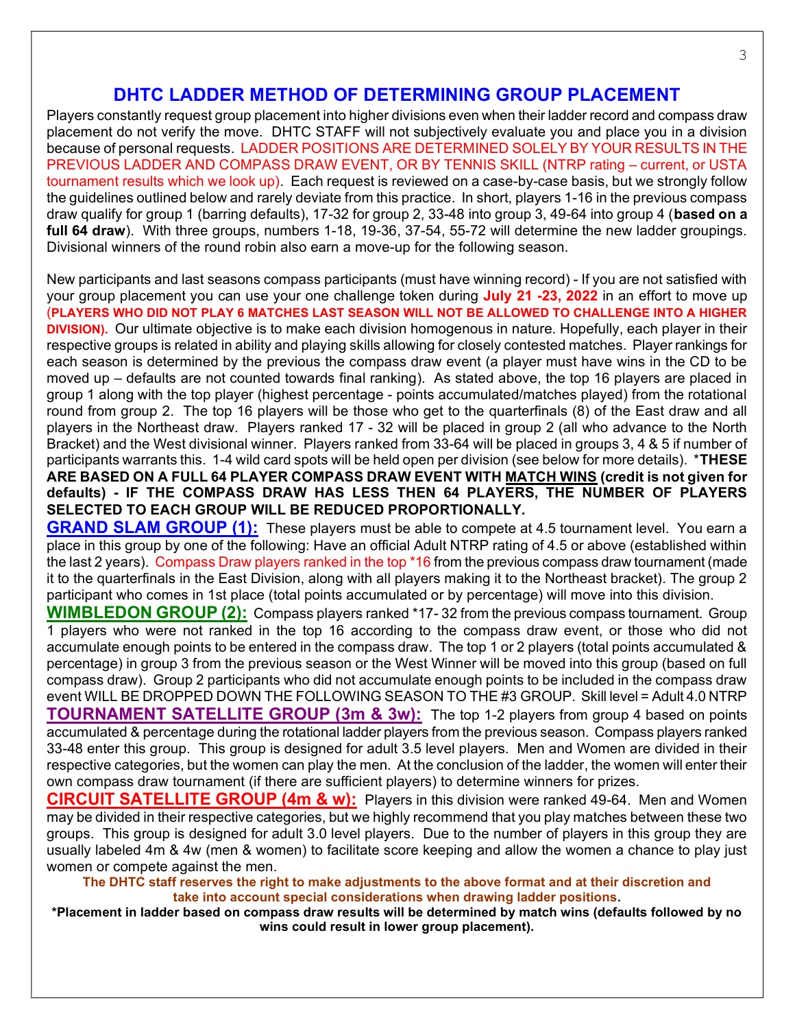# DHTC LADDER METHOD OF DETERMINING GROUP PLACEMENT

Players constantly request group placement into higher divisions even when their ladder record and compass draw placement do not verify the move. DHTC STAFF will not subjectively evaluate you and place you in a division because of personal requests. LADDER POSITIONS ARE DETERMINED SOLELY BY YOUR RESULTS IN THE PREVIOUS LADDER AND COMPASS DRAW EVENT, OR BY TENNIS SKILL (NTRP rating – current, or USTA tournament results which we look up). Each request is reviewed on a case-by-case basis, but we strongly follow the guidelines outlined below and rarely deviate from this practice. In short, players 1-16 in the previous compass draw qualify for group 1 (barring defaults), 17-32 for group 2, 33-48 into group 3, 49-64 into group 4 (**based on a full 64 draw**). With three groups, numbers 1-18, 19-36, 37-54, 55-72 will determine the new ladder groupings. Divisional winners of the round robin also earn a move-up for the following season.

New participants and last seasons compass participants (must have winning record) - If you are not satisfied with your group placement you can use your one challenge token during **July 21 -23, 2022** in an effort to move up **(PLAYERS WHO DID NOT PLAY 6 MATCHES LAST SEASON WILL NOT BE ALLOWED TO CHALLENGE INTO A HIGHER DIVISION).** Our ultimate objective is to make each division homogenous in nature. Hopefully, each player in their respective groups is related in ability and playing skills allowing for closely contested matches. Player rankings for each season is determined by the previous the compass draw event (a player must have wins in the CD to be moved up – defaults are not counted towards final ranking). As stated above, the top 16 players are placed in group 1 along with the top player (highest percentage - points accumulated/matches played) from the rotational round from group 2. The top 16 players will be those who get to the quarterfinals (8) of the East draw and all players in the Northeast draw. Players ranked 17 - 32 will be placed in group 2 (all who advance to the North Bracket) and the West divisional winner. Players ranked from 33-64 will be placed in groups 3, 4 & 5 if number of participants warrants this. 1-4 wild card spots will be held open per division (see below for more details). ***THESE ARE BASED ON A FULL 64 PLAYER COMPASS DRAW EVENT WITH MATCH WINS (credit is not given for defaults) - IF THE COMPASS DRAW HAS LESS THEN 64 PLAYERS, THE NUMBER OF PLAYERS SELECTED TO EACH GROUP WILL BE REDUCED PROPORTIONALLY.**

**GRAND SLAM GROUP (1):** These players must be able to compete at 4.5 tournament level. You earn a place in this group by one of the following: Have an official Adult NTRP rating of 4.5 or above (established within the last 2 years). Compass Draw players ranked in the top *16 from the previous compass draw tournament (made it to the quarterfinals in the East Division, along with all players making it to the Northeast bracket). The group 2 participant who comes in 1st place (total points accumulated or by percentage) will move into this division.

**WIMBLEDON GROUP (2):** Compass players ranked *17- 32 from the previous compass tournament. Group 1 players who were not ranked in the top 16 according to the compass draw event, or those who did not accumulate enough points to be entered in the compass draw. The top 1 or 2 players (total points accumulated & percentage) in group 3 from the previous season or the West Winner will be moved into this group (based on full compass draw). Group 2 participants who did not accumulate enough points to be included in the compass draw event WILL BE DROPPED DOWN THE FOLLOWING SEASON TO THE #3 GROUP. Skill level = Adult 4.0 NTRP

**TOURNAMENT SATELLITE GROUP (3m & 3w):** The top 1-2 players from group 4 based on points accumulated & percentage during the rotational ladder players from the previous season. Compass players ranked 33-48 enter this group. This group is designed for adult 3.5 level players. Men and Women are divided in their respective categories, but the women can play the men. At the conclusion of the ladder, the women will enter their own compass draw tournament (if there are sufficient players) to determine winners for prizes.

**CIRCUIT SATELLITE GROUP (4m & w):** Players in this division were ranked 49-64. Men and Women may be divided in their respective categories, but we highly recommend that you play matches between these two groups. This group is designed for adult 3.0 level players. Due to the number of players in this group they are usually labeled 4m & 4w (men & women) to facilitate score keeping and allow the women a chance to play just women or compete against the men.

**The DHTC staff reserves the right to make adjustments to the above format and at their discretion and take into account special considerations when drawing ladder positions.**

***Placement in ladder based on compass draw results will be determined by match wins (defaults followed by no wins could result in lower group placement).**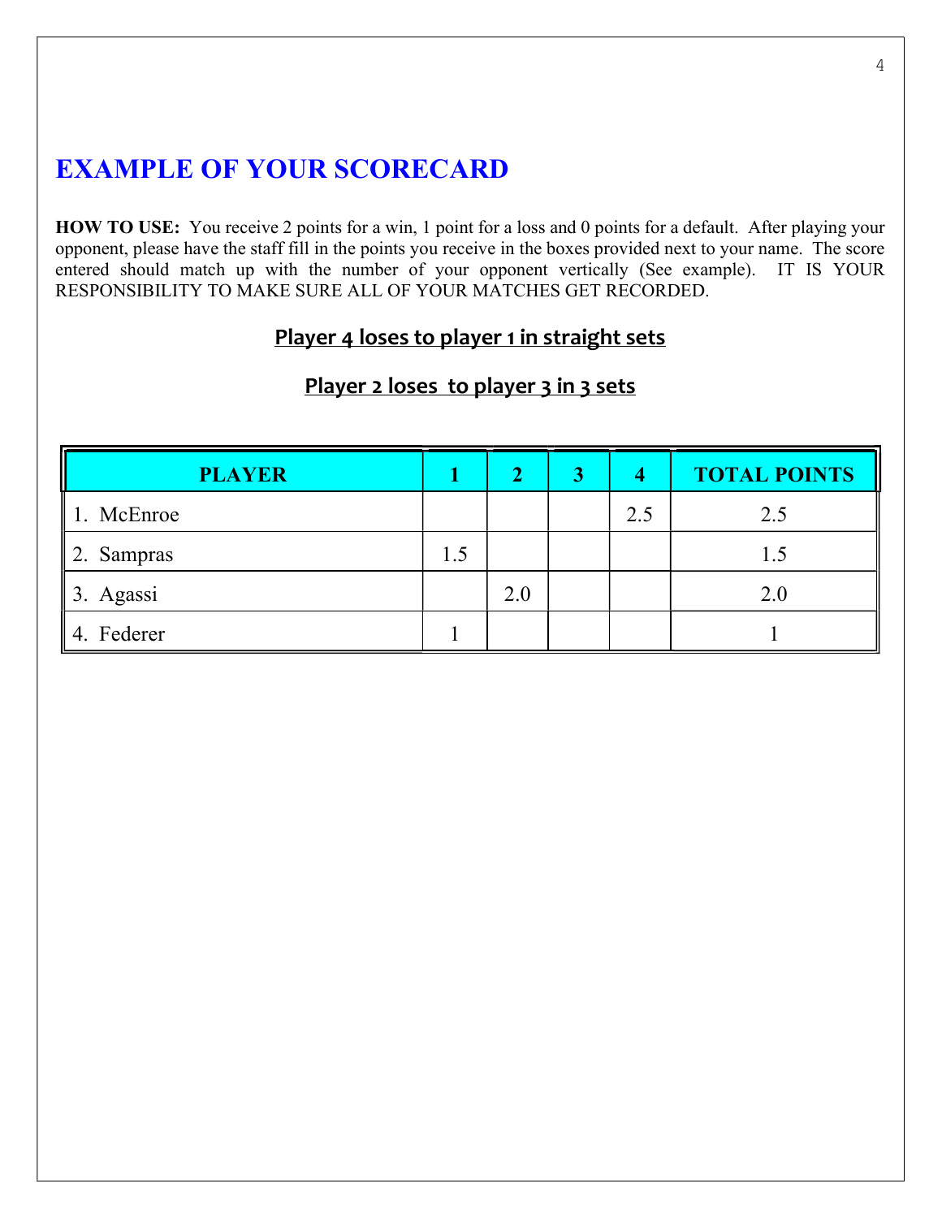# EXAMPLE OF YOUR SCORECARD

**HOW TO USE:** You receive 2 points for a win, 1 point for a loss and 0 points for a default. After playing your opponent, please have the staff fill in the points you receive in the boxes provided next to your name. The score entered should match up with the number of your opponent vertically (See example). IT IS YOUR RESPONSIBILITY TO MAKE SURE ALL OF YOUR MATCHES GET RECORDED.

**Player 4 loses to player 1 in straight sets**

**Player 2 loses to player 3 in 3 sets**

| PLAYER | 1 | 2 | 3 | 4 | TOTAL POINTS |
|---|---|---|---|---|---|
| 1. McEnroe | | | | 2.5 | 2.5 |
| 2. Sampras | 1.5 | | | | 1.5 |
| 3. Agassi | | 2.0 | | | 2.0 |
| 4. Federer | 1 | | | | 1 |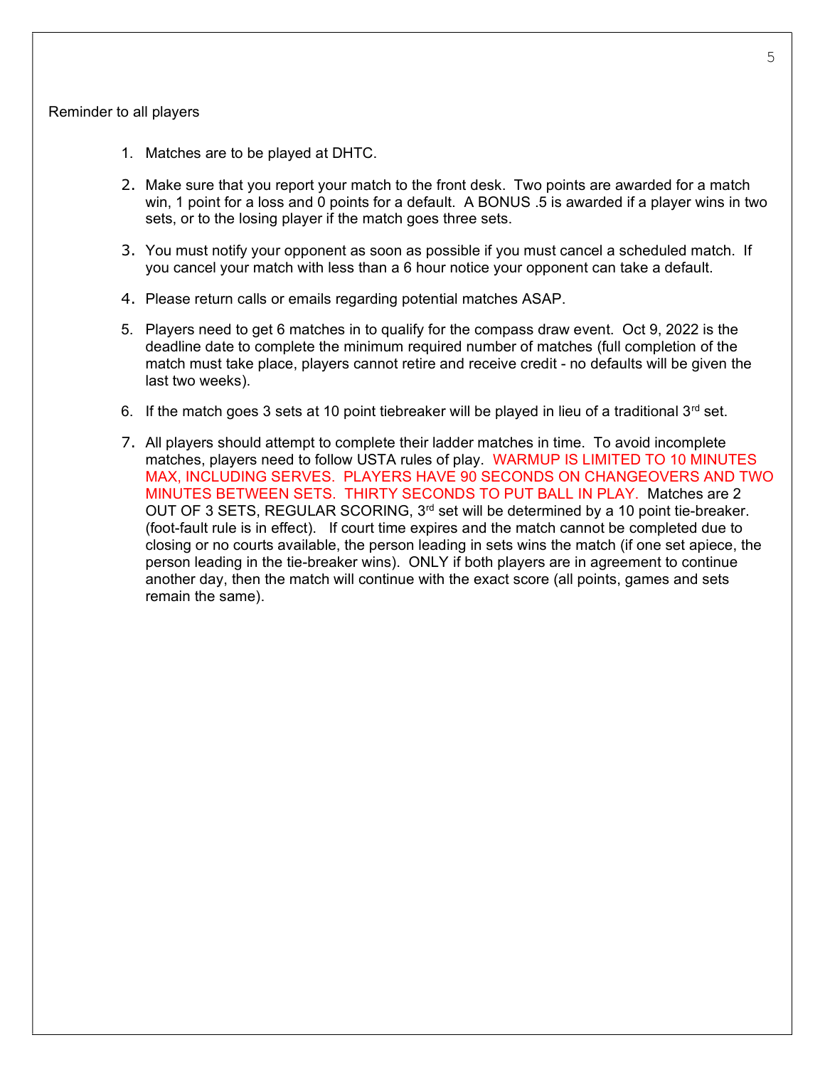Reminder to all players

1. Matches are to be played at DHTC.

2. Make sure that you report your match to the front desk. Two points are awarded for a match win, 1 point for a loss and 0 points for a default. A BONUS .5 is awarded if a player wins in two sets, or to the losing player if the match goes three sets.

3. You must notify your opponent as soon as possible if you must cancel a scheduled match. If you cancel your match with less than a 6 hour notice your opponent can take a default.

4. Please return calls or emails regarding potential matches ASAP.

5. Players need to get 6 matches in to qualify for the compass draw event. Oct 9, 2022 is the deadline date to complete the minimum required number of matches (full completion of the match must take place, players cannot retire and receive credit - no defaults will be given the last two weeks).

6. If the match goes 3 sets at 10 point tiebreaker will be played in lieu of a traditional 3rd set.

7. All players should attempt to complete their ladder matches in time. To avoid incomplete matches, players need to follow USTA rules of play. WARMUP IS LIMITED TO 10 MINUTES MAX, INCLUDING SERVES. PLAYERS HAVE 90 SECONDS ON CHANGEOVERS AND TWO MINUTES BETWEEN SETS. THIRTY SECONDS TO PUT BALL IN PLAY. Matches are 2 OUT OF 3 SETS, REGULAR SCORING, 3rd set will be determined by a 10 point tie-breaker. (foot-fault rule is in effect). If court time expires and the match cannot be completed due to closing or no courts available, the person leading in sets wins the match (if one set apiece, the person leading in the tie-breaker wins). ONLY if both players are in agreement to continue another day, then the match will continue with the exact score (all points, games and sets remain the same).